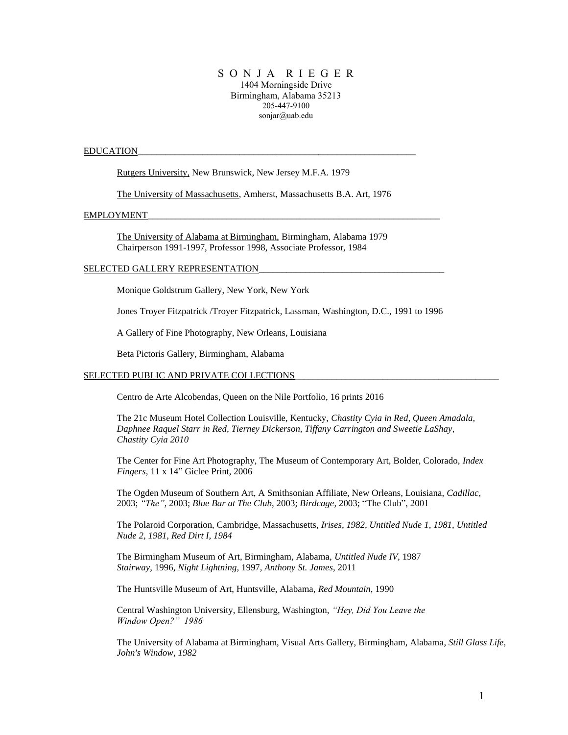# S O N J A   R I E G E R

1404 Morningside Drive
Birmingham, Alabama 35213
205-447-9100
sonjar@uab.edu

## EDUCATION

Rutgers University, New Brunswick, New Jersey M.F.A. 1979

The University of Massachusetts, Amherst, Massachusetts B.A. Art, 1976

## EMPLOYMENT

The University of Alabama at Birmingham, Birmingham, Alabama 1979
Chairperson 1991-1997, Professor 1998, Associate Professor, 1984

## SELECTED GALLERY REPRESENTATION

Monique Goldstrum Gallery, New York, New York

Jones Troyer Fitzpatrick /Troyer Fitzpatrick, Lassman, Washington, D.C., 1991 to 1996

A Gallery of Fine Photography, New Orleans, Louisiana

Beta Pictoris Gallery, Birmingham, Alabama

## SELECTED PUBLIC AND PRIVATE COLLECTIONS

Centro de Arte Alcobendas, Queen on the Nile Portfolio, 16 prints 2016

The 21c Museum Hotel Collection Louisville, Kentucky, *Chastity Cyia in Red, Queen Amadala, Daphnee Raquel Starr in Red, Tierney Dickerson, Tiffany Carrington and Sweetie LaShay, Chastity Cyia 2010*

The Center for Fine Art Photography, The Museum of Contemporary Art, Bolder, Colorado, *Index Fingers*, 11 x 14" Giclee Print, 2006

The Ogden Museum of Southern Art, A Smithsonian Affiliate, New Orleans, Louisiana, *Cadillac*, 2003; *"The"*, 2003; *Blue Bar at The Club*, 2003; *Birdcage*, 2003; "The Club", 2001

The Polaroid Corporation, Cambridge, Massachusetts, *Irises, 1982, Untitled Nude 1, 1981, Untitled Nude 2, 1981, Red Dirt I, 1984*

The Birmingham Museum of Art, Birmingham, Alabama, *Untitled Nude IV*, 1987
*Stairway,* 1996, *Night Lightning,* 1997, *Anthony St. James*, 2011

The Huntsville Museum of Art, Huntsville, Alabama, *Red Mountain,* 1990

Central Washington University, Ellensburg, Washington, *"Hey, Did You Leave the Window Open?" 1986*

The University of Alabama at Birmingham, Visual Arts Gallery, Birmingham, Alabama, *Still Glass Life, John's Window, 1982*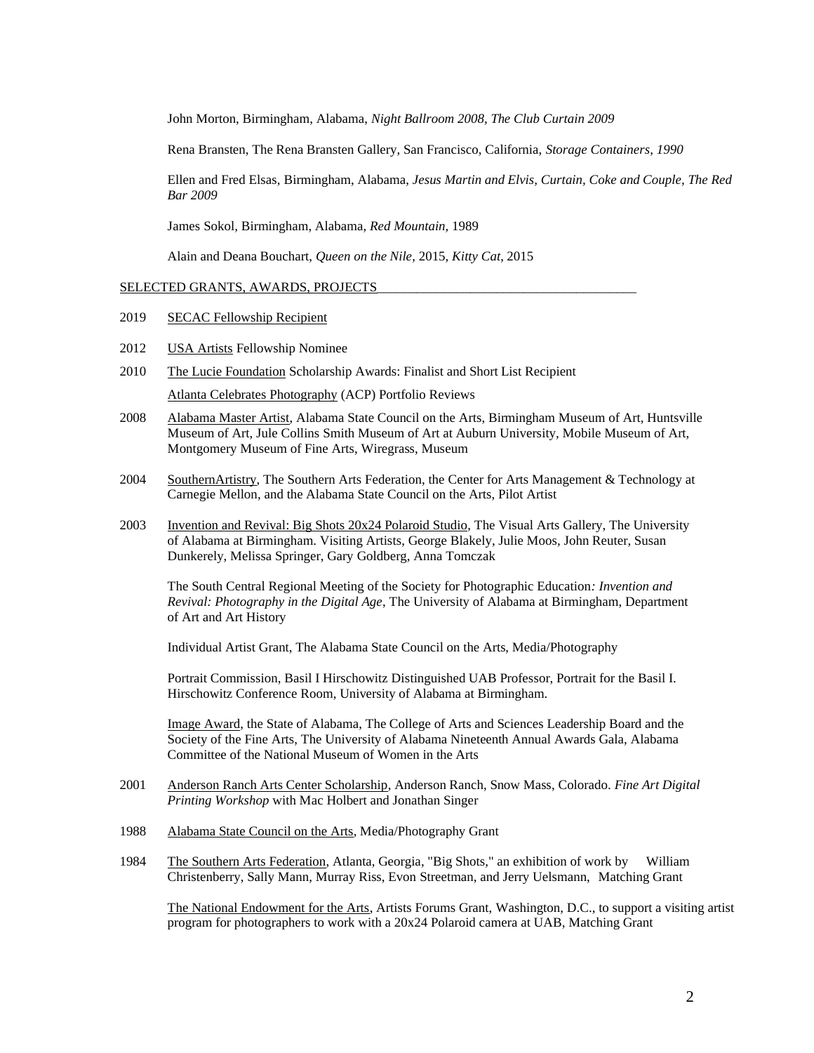John Morton, Birmingham, Alabama, *Night Ballroom 2008, The Club Curtain 2009*

Rena Bransten, The Rena Bransten Gallery, San Francisco, California, *Storage Containers, 1990*

Ellen and Fred Elsas, Birmingham, Alabama, *Jesus Martin and Elvis, Curtain, Coke and Couple, The Red Bar 2009*

James Sokol, Birmingham, Alabama, *Red Mountain,* 1989

Alain and Deana Bouchart, *Queen on the Nile,* 2015, *Kitty Cat,* 2015

## SELECTED GRANTS, AWARDS, PROJECTS

2019 SECAC Fellowship Recipient

2012 USA Artists Fellowship Nominee

2010 The Lucie Foundation Scholarship Awards: Finalist and Short List Recipient

Atlanta Celebrates Photography (ACP) Portfolio Reviews

2008 Alabama Master Artist, Alabama State Council on the Arts, Birmingham Museum of Art, Huntsville Museum of Art, Jule Collins Smith Museum of Art at Auburn University, Mobile Museum of Art, Montgomery Museum of Fine Arts, Wiregrass, Museum

2004 SouthernArtistry, The Southern Arts Federation, the Center for Arts Management & Technology at Carnegie Mellon, and the Alabama State Council on the Arts, Pilot Artist

2003 Invention and Revival: Big Shots 20x24 Polaroid Studio, The Visual Arts Gallery, The University of Alabama at Birmingham. Visiting Artists, George Blakely, Julie Moos, John Reuter, Susan Dunkerely, Melissa Springer, Gary Goldberg, Anna Tomczak

The South Central Regional Meeting of the Society for Photographic Education*: Invention and Revival: Photography in the Digital Age*, The University of Alabama at Birmingham, Department of Art and Art History

Individual Artist Grant, The Alabama State Council on the Arts, Media/Photography

Portrait Commission, Basil I Hirschowitz Distinguished UAB Professor, Portrait for the Basil I. Hirschowitz Conference Room, University of Alabama at Birmingham.

Image Award, the State of Alabama, The College of Arts and Sciences Leadership Board and the Society of the Fine Arts, The University of Alabama Nineteenth Annual Awards Gala, Alabama Committee of the National Museum of Women in the Arts

2001 Anderson Ranch Arts Center Scholarship, Anderson Ranch, Snow Mass, Colorado. *Fine Art Digital Printing Workshop* with Mac Holbert and Jonathan Singer

1988 Alabama State Council on the Arts, Media/Photography Grant

1984 The Southern Arts Federation, Atlanta, Georgia, "Big Shots," an exhibition of work by William Christenberry, Sally Mann, Murray Riss, Evon Streetman, and Jerry Uelsmann, Matching Grant

The National Endowment for the Arts, Artists Forums Grant, Washington, D.C., to support a visiting artist program for photographers to work with a 20x24 Polaroid camera at UAB, Matching Grant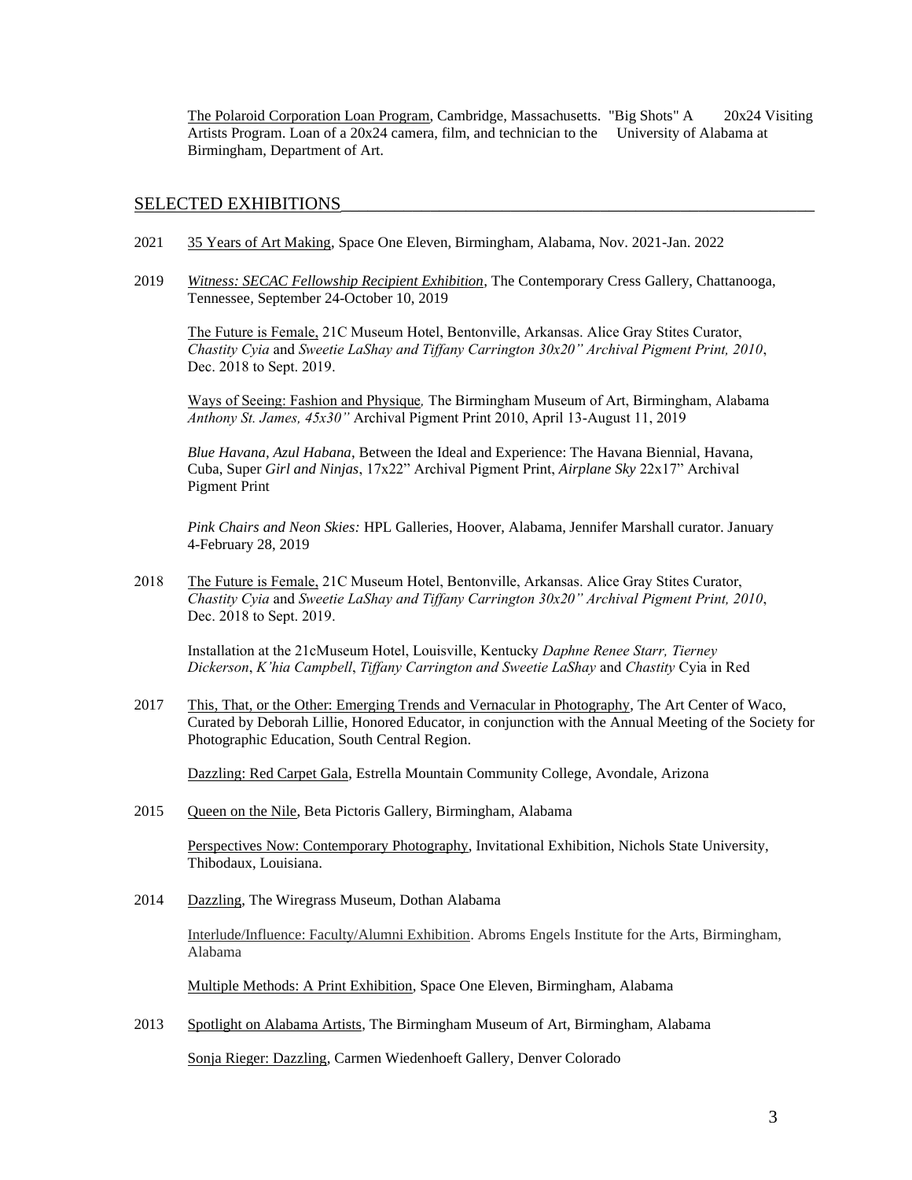The Polaroid Corporation Loan Program, Cambridge, Massachusetts. "Big Shots" A 20x24 Visiting Artists Program. Loan of a 20x24 camera, film, and technician to the University of Alabama at Birmingham, Department of Art.

## SELECTED EXHIBITIONS

2021 35 Years of Art Making, Space One Eleven, Birmingham, Alabama, Nov. 2021-Jan. 2022

2019 *Witness: SECAC Fellowship Recipient Exhibition*, The Contemporary Cress Gallery, Chattanooga, Tennessee, September 24-October 10, 2019

The Future is Female, 21C Museum Hotel, Bentonville, Arkansas. Alice Gray Stites Curator, *Chastity Cyia* and *Sweetie LaShay and Tiffany Carrington 30x20" Archival Pigment Print, 2010*, Dec. 2018 to Sept. 2019.

Ways of Seeing: Fashion and Physique, The Birmingham Museum of Art, Birmingham, Alabama *Anthony St. James, 45x30"* Archival Pigment Print 2010, April 13-August 11, 2019

*Blue Havana, Azul Habana*, Between the Ideal and Experience: The Havana Biennial, Havana, Cuba, Super *Girl and Ninjas*, 17x22" Archival Pigment Print, *Airplane Sky* 22x17" Archival Pigment Print

*Pink Chairs and Neon Skies:* HPL Galleries, Hoover, Alabama, Jennifer Marshall curator. January 4-February 28, 2019

2018 The Future is Female, 21C Museum Hotel, Bentonville, Arkansas. Alice Gray Stites Curator, *Chastity Cyia* and *Sweetie LaShay and Tiffany Carrington 30x20" Archival Pigment Print, 2010*, Dec. 2018 to Sept. 2019.

Installation at the 21cMuseum Hotel, Louisville, Kentucky *Daphne Renee Starr, Tierney Dickerson*, *K'hia Campbell*, *Tiffany Carrington and Sweetie LaShay* and *Chastity* Cyia in Red

2017 This, That, or the Other: Emerging Trends and Vernacular in Photography, The Art Center of Waco, Curated by Deborah Lillie, Honored Educator, in conjunction with the Annual Meeting of the Society for Photographic Education, South Central Region.

Dazzling: Red Carpet Gala, Estrella Mountain Community College, Avondale, Arizona

2015 Queen on the Nile, Beta Pictoris Gallery, Birmingham, Alabama

Perspectives Now: Contemporary Photography, Invitational Exhibition, Nichols State University, Thibodaux, Louisiana.

2014 Dazzling, The Wiregrass Museum, Dothan Alabama

Interlude/Influence: Faculty/Alumni Exhibition. Abroms Engels Institute for the Arts, Birmingham, Alabama

Multiple Methods: A Print Exhibition, Space One Eleven, Birmingham, Alabama

2013 Spotlight on Alabama Artists, The Birmingham Museum of Art, Birmingham, Alabama

Sonja Rieger: Dazzling, Carmen Wiedenhoeft Gallery, Denver Colorado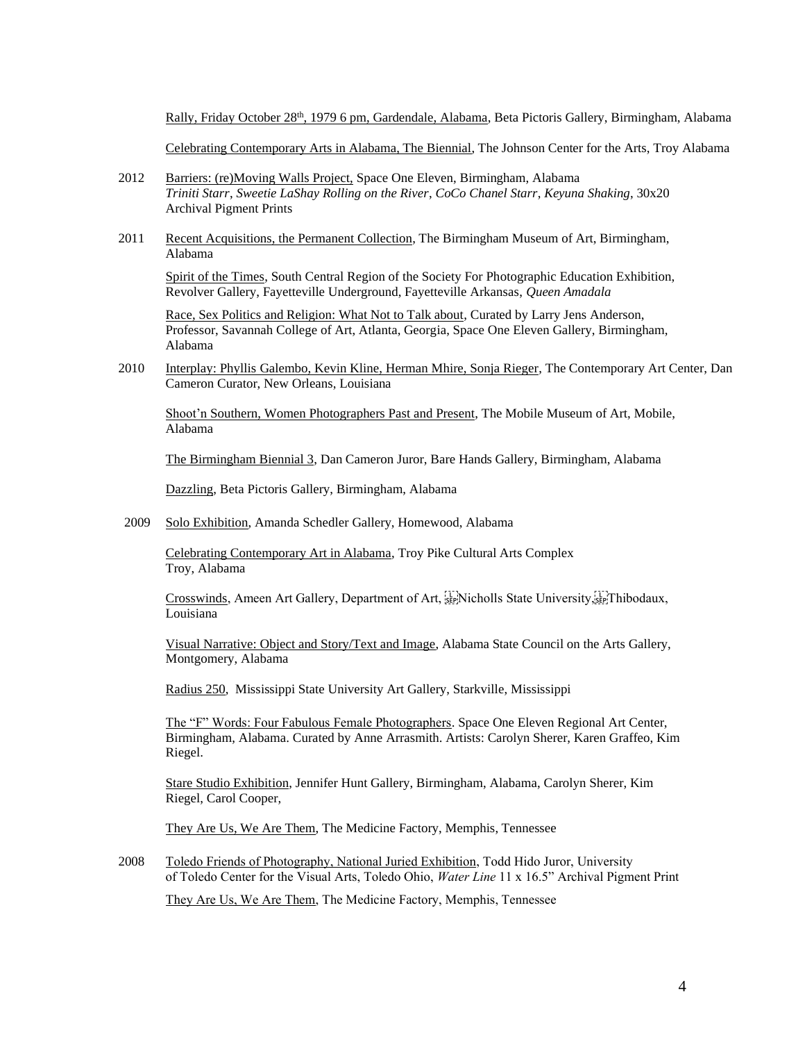Rally, Friday October 28th, 1979 6 pm, Gardendale, Alabama, Beta Pictoris Gallery, Birmingham, Alabama

Celebrating Contemporary Arts in Alabama, The Biennial, The Johnson Center for the Arts, Troy Alabama

2012 Barriers: (re)Moving Walls Project, Space One Eleven, Birmingham, Alabama
*Triniti Starr*, *Sweetie LaShay Rolling on the River*, *CoCo Chanel Starr*, *Keyuna Shaking*, 30x20 Archival Pigment Prints

2011 Recent Acquisitions, the Permanent Collection, The Birmingham Museum of Art, Birmingham, Alabama

Spirit of the Times, South Central Region of the Society For Photographic Education Exhibition, Revolver Gallery, Fayetteville Underground, Fayetteville Arkansas, *Queen Amadala*

Race, Sex Politics and Religion: What Not to Talk about, Curated by Larry Jens Anderson, Professor, Savannah College of Art, Atlanta, Georgia, Space One Eleven Gallery, Birmingham, Alabama

2010 Interplay: Phyllis Galembo, Kevin Kline, Herman Mhire, Sonja Rieger, The Contemporary Art Center, Dan Cameron Curator, New Orleans, Louisiana

Shoot'n Southern, Women Photographers Past and Present, The Mobile Museum of Art, Mobile, Alabama

The Birmingham Biennial 3, Dan Cameron Juror, Bare Hands Gallery, Birmingham, Alabama

Dazzling, Beta Pictoris Gallery, Birmingham, Alabama

2009 Solo Exhibition, Amanda Schedler Gallery, Homewood, Alabama

Celebrating Contemporary Art in Alabama, Troy Pike Cultural Arts Complex Troy, Alabama

Crosswinds, Ameen Art Gallery, Department of Art, Nicholls State University, Thibodaux, Louisiana

Visual Narrative: Object and Story/Text and Image, Alabama State Council on the Arts Gallery, Montgomery, Alabama

Radius 250, Mississippi State University Art Gallery, Starkville, Mississippi

The "F" Words: Four Fabulous Female Photographers. Space One Eleven Regional Art Center, Birmingham, Alabama. Curated by Anne Arrasmith. Artists: Carolyn Sherer, Karen Graffeo, Kim Riegel.

Stare Studio Exhibition, Jennifer Hunt Gallery, Birmingham, Alabama, Carolyn Sherer, Kim Riegel, Carol Cooper,

They Are Us, We Are Them, The Medicine Factory, Memphis, Tennessee

2008 Toledo Friends of Photography, National Juried Exhibition, Todd Hido Juror, University of Toledo Center for the Visual Arts, Toledo Ohio, *Water Line* 11 x 16.5" Archival Pigment Print

They Are Us, We Are Them, The Medicine Factory, Memphis, Tennessee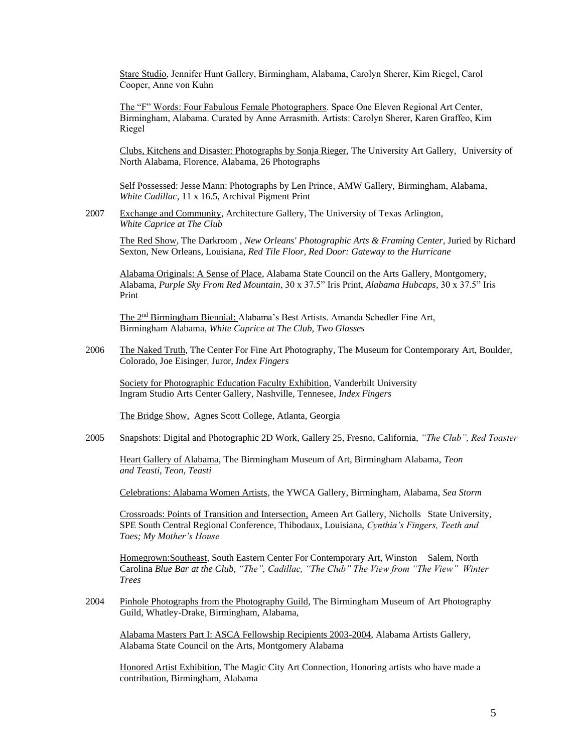<u>Stare Studio</u>, Jennifer Hunt Gallery, Birmingham, Alabama, Carolyn Sherer, Kim Riegel, Carol Cooper, Anne von Kuhn

<u>The "F" Words: Four Fabulous Female Photographers</u>. Space One Eleven Regional Art Center, Birmingham, Alabama. Curated by Anne Arrasmith. Artists: Carolyn Sherer, Karen Graffeo, Kim Riegel

<u>Clubs, Kitchens and Disaster: Photographs by Sonja Rieger</u>, The University Art Gallery, University of North Alabama, Florence, Alabama, 26 Photographs

<u>Self Possessed: Jesse Mann: Photographs by Len Prince</u>, AMW Gallery, Birmingham, Alabama, *White Cadillac*, 11 x 16.5, Archival Pigment Print

2007 <u>Exchange and Community</u>, Architecture Gallery, The University of Texas Arlington, *White Caprice at The Club*

<u>The Red Show</u>, The Darkroom , *New Orleans' Photographic Arts & Framing Center*, Juried by Richard Sexton, New Orleans, Louisiana, *Red Tile Floor, Red Door: Gateway to the Hurricane*

<u>Alabama Originals: A Sense of Place</u>, Alabama State Council on the Arts Gallery, Montgomery, Alabama, *Purple Sky From Red Mountain*, 30 x 37.5" Iris Print, *Alabama Hubcaps*, 30 x 37.5" Iris Print

<u>The 2nd Birmingham Biennial:</u> Alabama's Best Artists. Amanda Schedler Fine Art, Birmingham Alabama, *White Caprice at The Club, Two Glasses*

2006 <u>The Naked Truth</u>, The Center For Fine Art Photography, The Museum for Contemporary Art, Boulder, Colorado, Joe Eisinger, Juror, *Index Fingers*

<u>Society for Photographic Education Faculty Exhibition</u>, Vanderbilt University Ingram Studio Arts Center Gallery, Nashville, Tennesee, *Index Fingers*

<u>The Bridge Show,</u> Agnes Scott College, Atlanta, Georgia

2005 <u>Snapshots: Digital and Photographic 2D Work</u>, Gallery 25, Fresno, California, *"The Club", Red Toaster*

<u>Heart Gallery of Alabama</u>, The Birmingham Museum of Art, Birmingham Alabama, *Teon and Teasti, Teon, Teasti*

<u>Celebrations: Alabama Women Artists</u>, the YWCA Gallery, Birmingham, Alabama, *Sea Storm*

<u>Crossroads: Points of Transition and Intersection,</u> Ameen Art Gallery, Nicholls State University, SPE South Central Regional Conference, Thibodaux, Louisiana, *Cynthia's Fingers, Teeth and Toes; My Mother's House*

<u>Homegrown:Southeast</u>, South Eastern Center For Contemporary Art, Winston Salem, North Carolina *Blue Bar at the Club, "The", Cadillac, "The Club" The View from "The View" Winter Trees*

2004 <u>Pinhole Photographs from the Photography Guild</u>, The Birmingham Museum of Art Photography Guild, Whatley-Drake, Birmingham, Alabama,

<u>Alabama Masters Part I: ASCA Fellowship Recipients 2003-2004</u>, Alabama Artists Gallery, Alabama State Council on the Arts, Montgomery Alabama

<u>Honored Artist Exhibition</u>, The Magic City Art Connection, Honoring artists who have made a contribution, Birmingham, Alabama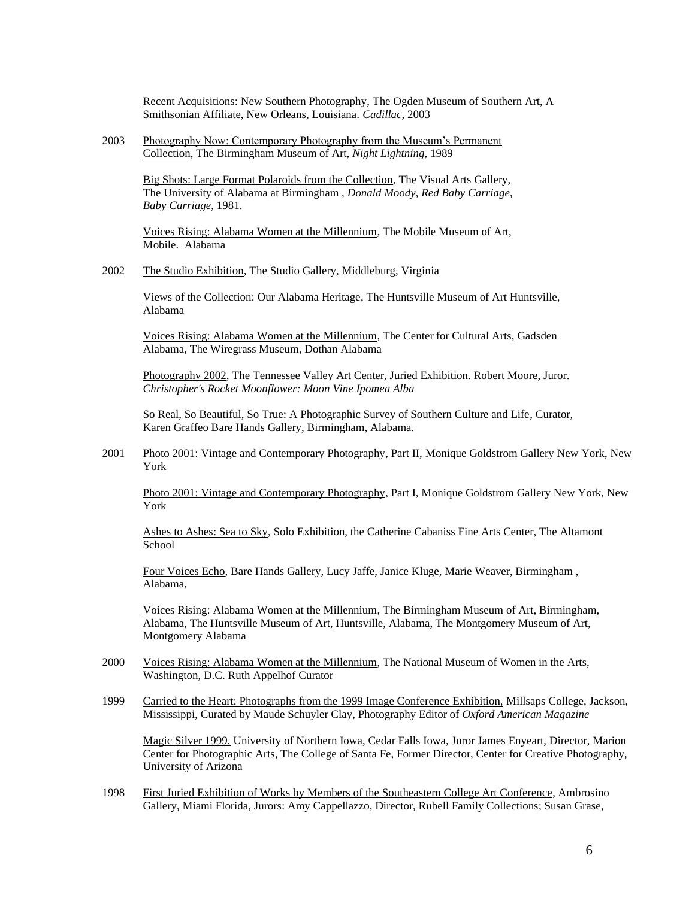Recent Acquisitions: New Southern Photography, The Ogden Museum of Southern Art, A Smithsonian Affiliate, New Orleans, Louisiana. *Cadillac*, 2003

2003 Photography Now: Contemporary Photography from the Museum's Permanent Collection, The Birmingham Museum of Art, *Night Lightning*, 1989

Big Shots: Large Format Polaroids from the Collection, The Visual Arts Gallery, The University of Alabama at Birmingham , *Donald Moody, Red Baby Carriage, Baby Carriage*, 1981.

Voices Rising: Alabama Women at the Millennium, The Mobile Museum of Art, Mobile. Alabama

2002 The Studio Exhibition, The Studio Gallery, Middleburg, Virginia

Views of the Collection: Our Alabama Heritage, The Huntsville Museum of Art Huntsville, Alabama

Voices Rising: Alabama Women at the Millennium, The Center for Cultural Arts, Gadsden Alabama, The Wiregrass Museum, Dothan Alabama

Photography 2002, The Tennessee Valley Art Center, Juried Exhibition. Robert Moore, Juror. *Christopher's Rocket Moonflower: Moon Vine Ipomea Alba*

So Real, So Beautiful, So True: A Photographic Survey of Southern Culture and Life, Curator, Karen Graffeo Bare Hands Gallery, Birmingham, Alabama.

2001 Photo 2001: Vintage and Contemporary Photography, Part II, Monique Goldstrom Gallery New York, New York

Photo 2001: Vintage and Contemporary Photography, Part I, Monique Goldstrom Gallery New York, New York

Ashes to Ashes: Sea to Sky, Solo Exhibition, the Catherine Cabaniss Fine Arts Center, The Altamont School

Four Voices Echo, Bare Hands Gallery, Lucy Jaffe, Janice Kluge, Marie Weaver, Birmingham , Alabama,

Voices Rising: Alabama Women at the Millennium, The Birmingham Museum of Art, Birmingham, Alabama, The Huntsville Museum of Art, Huntsville, Alabama, The Montgomery Museum of Art, Montgomery Alabama

2000 Voices Rising: Alabama Women at the Millennium, The National Museum of Women in the Arts, Washington, D.C. Ruth Appelhof Curator

1999 Carried to the Heart: Photographs from the 1999 Image Conference Exhibition, Millsaps College, Jackson, Mississippi, Curated by Maude Schuyler Clay, Photography Editor of *Oxford American Magazine*

Magic Silver 1999, University of Northern Iowa, Cedar Falls Iowa, Juror James Enyeart, Director, Marion Center for Photographic Arts, The College of Santa Fe, Former Director, Center for Creative Photography, University of Arizona

1998 First Juried Exhibition of Works by Members of the Southeastern College Art Conference, Ambrosino Gallery, Miami Florida, Jurors: Amy Cappellazzo, Director, Rubell Family Collections; Susan Grase,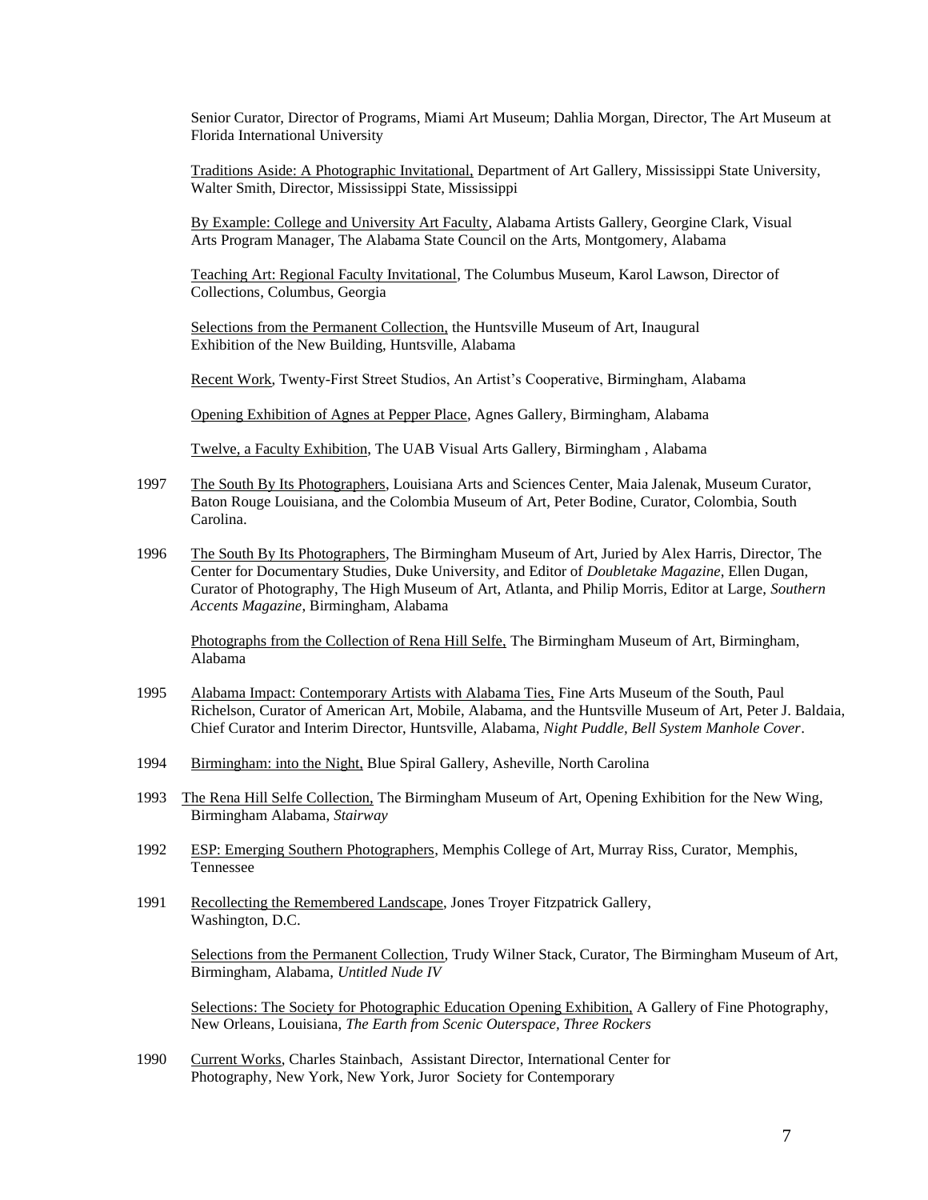Senior Curator, Director of Programs, Miami Art Museum; Dahlia Morgan, Director, The Art Museum at Florida International University

<u>Traditions Aside: A Photographic Invitational,</u> Department of Art Gallery, Mississippi State University, Walter Smith, Director, Mississippi State, Mississippi

<u>By Example: College and University Art Faculty</u>, Alabama Artists Gallery, Georgine Clark, Visual Arts Program Manager, The Alabama State Council on the Arts, Montgomery, Alabama

<u>Teaching Art: Regional Faculty Invitational</u>, The Columbus Museum, Karol Lawson, Director of Collections, Columbus, Georgia

<u>Selections from the Permanent Collection,</u> the Huntsville Museum of Art, Inaugural Exhibition of the New Building, Huntsville, Alabama

<u>Recent Work</u>, Twenty-First Street Studios, An Artist's Cooperative, Birmingham, Alabama

<u>Opening Exhibition of Agnes at Pepper Place</u>, Agnes Gallery, Birmingham, Alabama

<u>Twelve, a Faculty Exhibition</u>, The UAB Visual Arts Gallery, Birmingham , Alabama

1997 <u>The South By Its Photographers</u>, Louisiana Arts and Sciences Center, Maia Jalenak, Museum Curator, Baton Rouge Louisiana, and the Colombia Museum of Art, Peter Bodine, Curator, Colombia, South Carolina.

1996 <u>The South By Its Photographers</u>, The Birmingham Museum of Art, Juried by Alex Harris, Director, The Center for Documentary Studies, Duke University, and Editor of *Doubletake Magazine*, Ellen Dugan, Curator of Photography, The High Museum of Art, Atlanta, and Philip Morris, Editor at Large, *Southern Accents Magazine*, Birmingham, Alabama

<u>Photographs from the Collection of Rena Hill Selfe,</u> The Birmingham Museum of Art, Birmingham, Alabama

1995 <u>Alabama Impact: Contemporary Artists with Alabama Ties,</u> Fine Arts Museum of the South, Paul Richelson, Curator of American Art, Mobile, Alabama, and the Huntsville Museum of Art, Peter J. Baldaia, Chief Curator and Interim Director, Huntsville, Alabama, *Night Puddle, Bell System Manhole Cover*.

1994 <u>Birmingham: into the Night,</u> Blue Spiral Gallery, Asheville, North Carolina

1993 <u>The Rena Hill Selfe Collection,</u> The Birmingham Museum of Art, Opening Exhibition for the New Wing, Birmingham Alabama, *Stairway*

1992 <u>ESP: Emerging Southern Photographers</u>, Memphis College of Art, Murray Riss, Curator, Memphis, Tennessee

1991 <u>Recollecting the Remembered Landscape</u>, Jones Troyer Fitzpatrick Gallery, Washington, D.C.

<u>Selections from the Permanent Collection</u>, Trudy Wilner Stack, Curator, The Birmingham Museum of Art, Birmingham, Alabama, *Untitled Nude IV*

<u>Selections: The Society for Photographic Education Opening Exhibition,</u> A Gallery of Fine Photography, New Orleans, Louisiana, *The Earth from Scenic Outerspace, Three Rockers*

1990 <u>Current Works</u>, Charles Stainbach, Assistant Director, International Center for Photography, New York, New York, Juror Society for Contemporary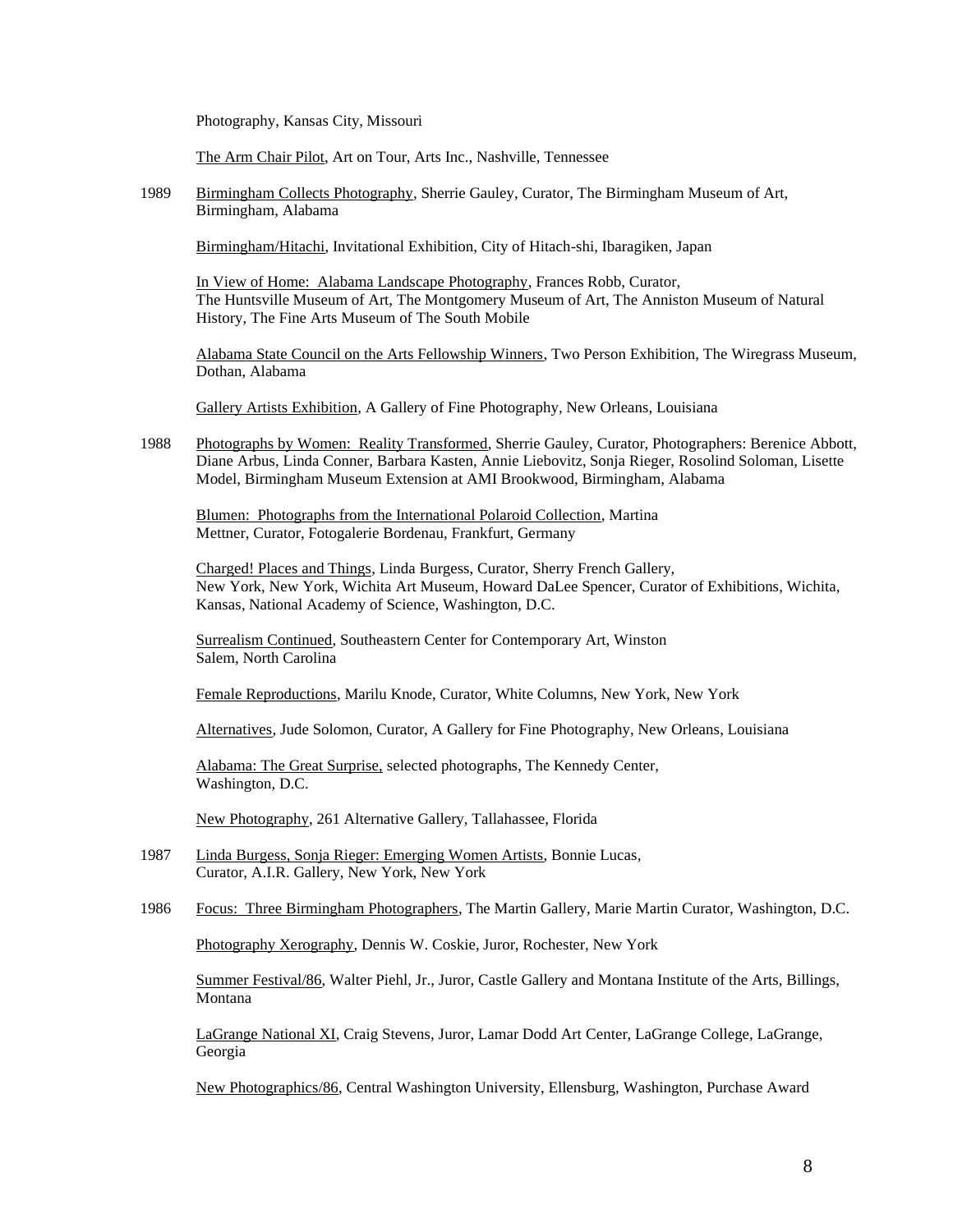Photography, Kansas City, Missouri

<u>The Arm Chair Pilot</u>, Art on Tour, Arts Inc., Nashville, Tennessee

1989 <u>Birmingham Collects Photography</u>, Sherrie Gauley, Curator, The Birmingham Museum of Art, Birmingham, Alabama

<u>Birmingham/Hitachi</u>, Invitational Exhibition, City of Hitach-shi, Ibaragiken, Japan

<u>In View of Home: Alabama Landscape Photography</u>, Frances Robb, Curator, The Huntsville Museum of Art, The Montgomery Museum of Art, The Anniston Museum of Natural History, The Fine Arts Museum of The South Mobile

<u>Alabama State Council on the Arts Fellowship Winners</u>, Two Person Exhibition, The Wiregrass Museum, Dothan, Alabama

<u>Gallery Artists Exhibition</u>, A Gallery of Fine Photography, New Orleans, Louisiana

1988 <u>Photographs by Women: Reality Transformed</u>, Sherrie Gauley, Curator, Photographers: Berenice Abbott, Diane Arbus, Linda Conner, Barbara Kasten, Annie Liebovitz, Sonja Rieger, Rosolind Soloman, Lisette Model, Birmingham Museum Extension at AMI Brookwood, Birmingham, Alabama

<u>Blumen: Photographs from the International Polaroid Collection</u>, Martina Mettner, Curator, Fotogalerie Bordenau, Frankfurt, Germany

<u>Charged! Places and Things</u>, Linda Burgess, Curator, Sherry French Gallery, New York, New York, Wichita Art Museum, Howard DaLee Spencer, Curator of Exhibitions, Wichita, Kansas, National Academy of Science, Washington, D.C.

<u>Surrealism Continued</u>, Southeastern Center for Contemporary Art, Winston Salem, North Carolina

<u>Female Reproductions</u>, Marilu Knode, Curator, White Columns, New York, New York

<u>Alternatives</u>, Jude Solomon, Curator, A Gallery for Fine Photography, New Orleans, Louisiana

<u>Alabama: The Great Surprise,</u> selected photographs, The Kennedy Center, Washington, D.C.

<u>New Photography</u>, 261 Alternative Gallery, Tallahassee, Florida

1987 <u>Linda Burgess, Sonja Rieger: Emerging Women Artists</u>, Bonnie Lucas, Curator, A.I.R. Gallery, New York, New York

1986 <u>Focus: Three Birmingham Photographers</u>, The Martin Gallery, Marie Martin Curator, Washington, D.C.

<u>Photography Xerography</u>, Dennis W. Coskie, Juror, Rochester, New York

<u>Summer Festival/86</u>, Walter Piehl, Jr., Juror, Castle Gallery and Montana Institute of the Arts, Billings, Montana

<u>LaGrange National XI</u>, Craig Stevens, Juror, Lamar Dodd Art Center, LaGrange College, LaGrange, Georgia

<u>New Photographics/86</u>, Central Washington University, Ellensburg, Washington, Purchase Award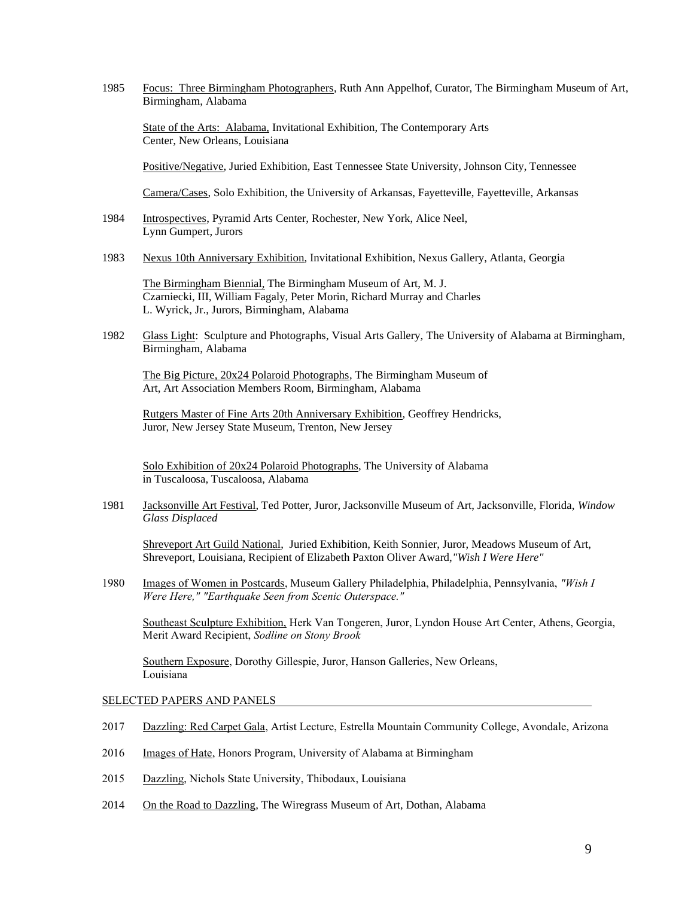1985 Focus: Three Birmingham Photographers, Ruth Ann Appelhof, Curator, The Birmingham Museum of Art, Birmingham, Alabama

State of the Arts: Alabama, Invitational Exhibition, The Contemporary Arts Center, New Orleans, Louisiana

Positive/Negative, Juried Exhibition, East Tennessee State University, Johnson City, Tennessee

Camera/Cases, Solo Exhibition, the University of Arkansas, Fayetteville, Fayetteville, Arkansas

1984 Introspectives, Pyramid Arts Center, Rochester, New York, Alice Neel, Lynn Gumpert, Jurors

1983 Nexus 10th Anniversary Exhibition, Invitational Exhibition, Nexus Gallery, Atlanta, Georgia

The Birmingham Biennial, The Birmingham Museum of Art, M. J. Czarniecki, III, William Fagaly, Peter Morin, Richard Murray and Charles L. Wyrick, Jr., Jurors, Birmingham, Alabama

1982 Glass Light: Sculpture and Photographs, Visual Arts Gallery, The University of Alabama at Birmingham, Birmingham, Alabama

The Big Picture, 20x24 Polaroid Photographs, The Birmingham Museum of Art, Art Association Members Room, Birmingham, Alabama

Rutgers Master of Fine Arts 20th Anniversary Exhibition, Geoffrey Hendricks, Juror, New Jersey State Museum, Trenton, New Jersey

Solo Exhibition of 20x24 Polaroid Photographs, The University of Alabama in Tuscaloosa, Tuscaloosa, Alabama

1981 Jacksonville Art Festival, Ted Potter, Juror, Jacksonville Museum of Art, Jacksonville, Florida, *Window Glass Displaced*

Shreveport Art Guild National, Juried Exhibition, Keith Sonnier, Juror, Meadows Museum of Art, Shreveport, Louisiana, Recipient of Elizabeth Paxton Oliver Award, *"Wish I Were Here"*

1980 Images of Women in Postcards, Museum Gallery Philadelphia, Philadelphia, Pennsylvania, *"Wish I Were Here," "Earthquake Seen from Scenic Outerspace."*

Southeast Sculpture Exhibition, Herk Van Tongeren, Juror, Lyndon House Art Center, Athens, Georgia, Merit Award Recipient, *Sodline on Stony Brook*

Southern Exposure, Dorothy Gillespie, Juror, Hanson Galleries, New Orleans, Louisiana

## SELECTED PAPERS AND PANELS

2017 Dazzling: Red Carpet Gala, Artist Lecture, Estrella Mountain Community College, Avondale, Arizona

2016 Images of Hate, Honors Program, University of Alabama at Birmingham

2015 Dazzling, Nichols State University, Thibodaux, Louisiana

2014 On the Road to Dazzling, The Wiregrass Museum of Art, Dothan, Alabama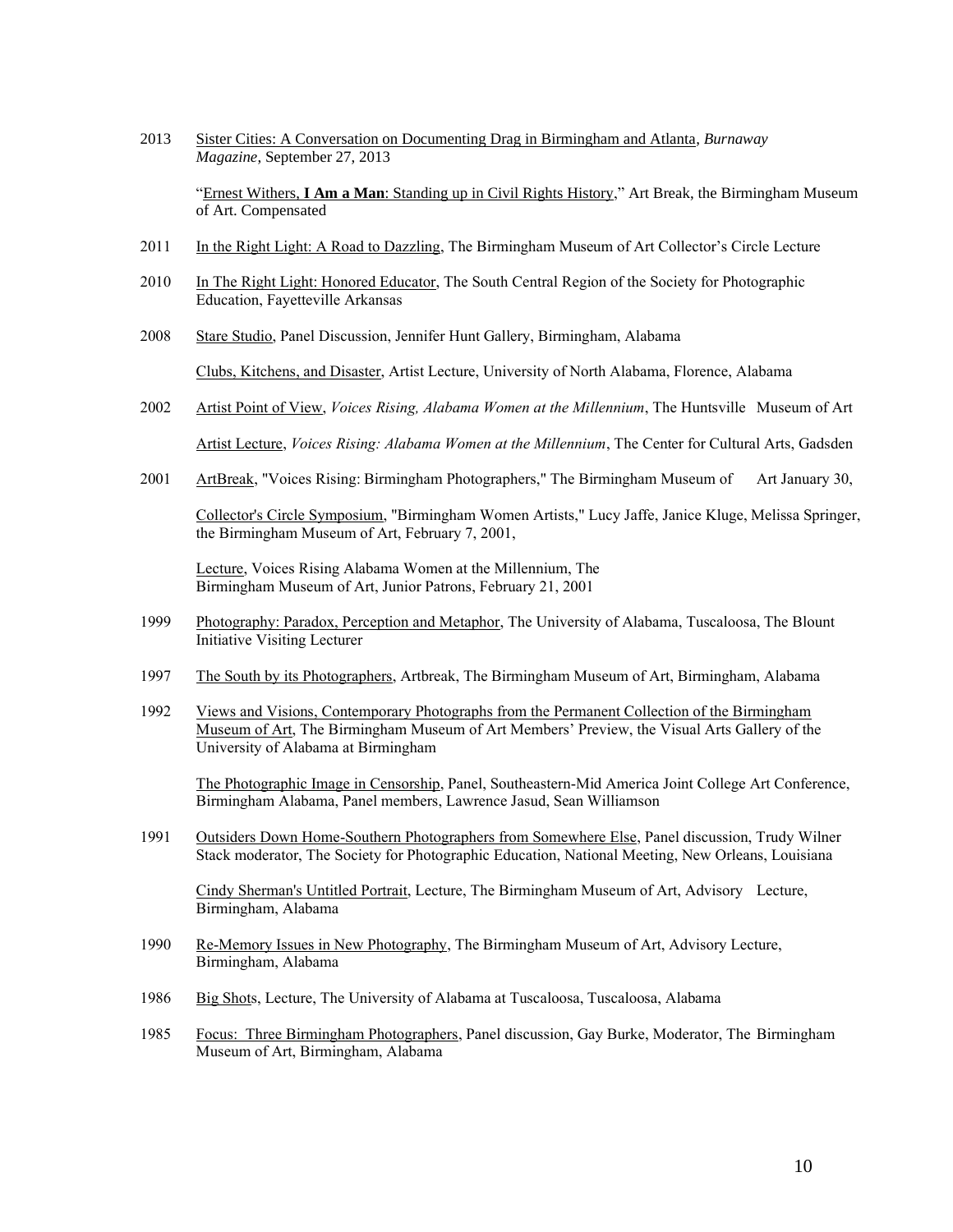2013 <u>Sister Cities: A Conversation on Documenting Drag in Birmingham and Atlanta</u>, *Burnaway Magazine*, September 27, 2013

"<u>Ernest Withers, **I Am a Man**: Standing up in Civil Rights History</u>," Art Break, the Birmingham Museum of Art. Compensated

2011 <u>In the Right Light: A Road to Dazzling</u>, The Birmingham Museum of Art Collector's Circle Lecture

2010 <u>In The Right Light: Honored Educator</u>, The South Central Region of the Society for Photographic Education, Fayetteville Arkansas

2008 <u>Stare Studio</u>, Panel Discussion, Jennifer Hunt Gallery, Birmingham, Alabama

<u>Clubs, Kitchens, and Disaster</u>, Artist Lecture, University of North Alabama, Florence, Alabama

2002 <u>Artist Point of View</u>, *Voices Rising, Alabama Women at the Millennium*, The Huntsville Museum of Art

<u>Artist Lecture</u>, *Voices Rising: Alabama Women at the Millennium*, The Center for Cultural Arts, Gadsden

2001 <u>ArtBreak</u>, "Voices Rising: Birmingham Photographers," The Birmingham Museum of Art January 30,

<u>Collector's Circle Symposium</u>, "Birmingham Women Artists," Lucy Jaffe, Janice Kluge, Melissa Springer, the Birmingham Museum of Art, February 7, 2001,

<u>Lecture</u>, Voices Rising Alabama Women at the Millennium, The Birmingham Museum of Art, Junior Patrons, February 21, 2001

1999 <u>Photography: Paradox, Perception and Metaphor</u>, The University of Alabama, Tuscaloosa, The Blount Initiative Visiting Lecturer

1997 <u>The South by its Photographers</u>, Artbreak, The Birmingham Museum of Art, Birmingham, Alabama

1992 <u>Views and Visions, Contemporary Photographs from the Permanent Collection of the Birmingham Museum of Art</u>, The Birmingham Museum of Art Members' Preview, the Visual Arts Gallery of the University of Alabama at Birmingham

<u>The Photographic Image in Censorship</u>, Panel, Southeastern-Mid America Joint College Art Conference, Birmingham Alabama, Panel members, Lawrence Jasud, Sean Williamson

1991 <u>Outsiders Down Home-Southern Photographers from Somewhere Else</u>, Panel discussion, Trudy Wilner Stack moderator, The Society for Photographic Education, National Meeting, New Orleans, Louisiana

<u>Cindy Sherman's Untitled Portrait</u>, Lecture, The Birmingham Museum of Art, Advisory Lecture, Birmingham, Alabama

1990 <u>Re-Memory Issues in New Photography</u>, The Birmingham Museum of Art, Advisory Lecture, Birmingham, Alabama

1986 <u>Big Shot</u>s, Lecture, The University of Alabama at Tuscaloosa, Tuscaloosa, Alabama

1985 <u>Focus: Three Birmingham Photographers</u>, Panel discussion, Gay Burke, Moderator, The Birmingham Museum of Art, Birmingham, Alabama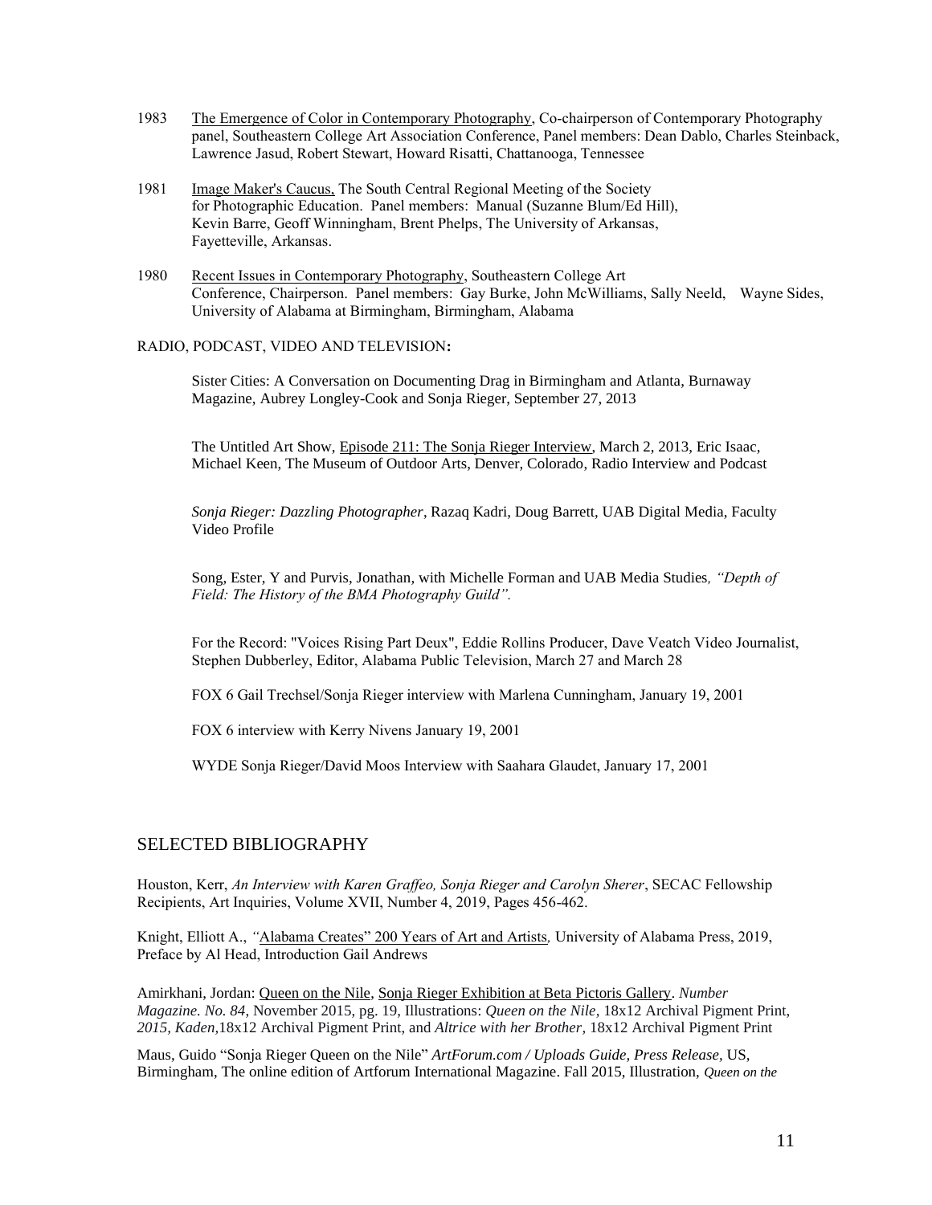1983 The Emergence of Color in Contemporary Photography, Co-chairperson of Contemporary Photography panel, Southeastern College Art Association Conference, Panel members: Dean Dablo, Charles Steinback, Lawrence Jasud, Robert Stewart, Howard Risatti, Chattanooga, Tennessee

1981 Image Maker's Caucus, The South Central Regional Meeting of the Society for Photographic Education. Panel members: Manual (Suzanne Blum/Ed Hill), Kevin Barre, Geoff Winningham, Brent Phelps, The University of Arkansas, Fayetteville, Arkansas.

1980 Recent Issues in Contemporary Photography, Southeastern College Art Conference, Chairperson. Panel members: Gay Burke, John McWilliams, Sally Neeld, Wayne Sides, University of Alabama at Birmingham, Birmingham, Alabama

RADIO, PODCAST, VIDEO AND TELEVISION**:**

Sister Cities: A Conversation on Documenting Drag in Birmingham and Atlanta, Burnaway Magazine, Aubrey Longley-Cook and Sonja Rieger, September 27, 2013

The Untitled Art Show, Episode 211: The Sonja Rieger Interview, March 2, 2013, Eric Isaac, Michael Keen, The Museum of Outdoor Arts, Denver, Colorado, Radio Interview and Podcast

*Sonja Rieger: Dazzling Photographer*, Razaq Kadri, Doug Barrett, UAB Digital Media, Faculty Video Profile

Song, Ester, Y and Purvis, Jonathan, with Michelle Forman and UAB Media Studies*, "Depth of Field: The History of the BMA Photography Guild".*

For the Record: "Voices Rising Part Deux", Eddie Rollins Producer, Dave Veatch Video Journalist, Stephen Dubberley, Editor, Alabama Public Television, March 27 and March 28

FOX 6 Gail Trechsel/Sonja Rieger interview with Marlena Cunningham, January 19, 2001

FOX 6 interview with Kerry Nivens January 19, 2001

WYDE Sonja Rieger/David Moos Interview with Saahara Glaudet, January 17, 2001

## SELECTED BIBLIOGRAPHY

Houston, Kerr, *An Interview with Karen Graffeo, Sonja Rieger and Carolyn Sherer*, SECAC Fellowship Recipients, Art Inquiries, Volume XVII, Number 4, 2019, Pages 456-462.

Knight, Elliott A., *"*Alabama Creates" 200 Years of Art and Artists*,* University of Alabama Press, 2019, Preface by Al Head, Introduction Gail Andrews

Amirkhani, Jordan: Queen on the Nile, Sonja Rieger Exhibition at Beta Pictoris Gallery. *Number Magazine. No. 84*, November 2015, pg. 19, Illustrations: *Queen on the Nile*, 18x12 Archival Pigment Print, *2015, Kaden*,18x12 Archival Pigment Print, and *Altrice with her Brother*, 18x12 Archival Pigment Print

Maus, Guido "Sonja Rieger Queen on the Nile" *ArtForum.com / Uploads Guide, Press Release,* US, Birmingham, The online edition of Artforum International Magazine. Fall 2015, Illustration, *Queen on the*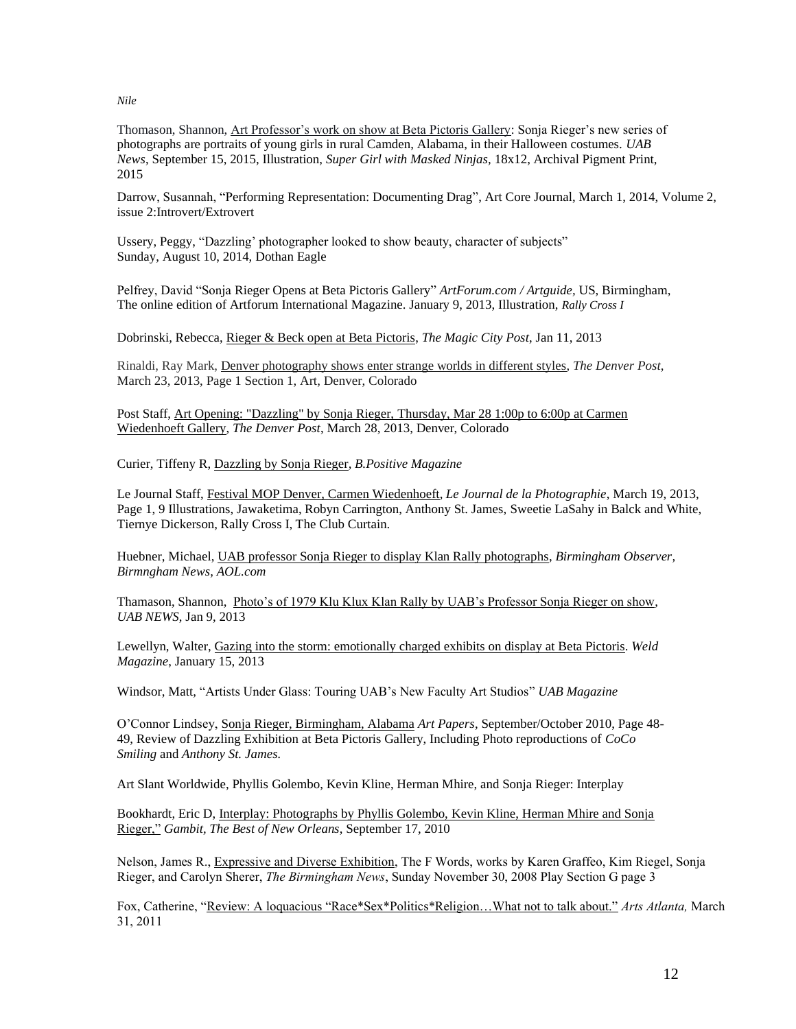*Nile*

Thomason, Shannon, Art Professor's work on show at Beta Pictoris Gallery: Sonja Rieger's new series of photographs are portraits of young girls in rural Camden, Alabama, in their Halloween costumes. *UAB News*, September 15, 2015, Illustration, *Super Girl with Masked Ninjas*, 18x12, Archival Pigment Print, 2015

Darrow, Susannah, "Performing Representation: Documenting Drag", Art Core Journal, March 1, 2014, Volume 2, issue 2:Introvert/Extrovert

Ussery, Peggy, "Dazzling' photographer looked to show beauty, character of subjects" Sunday, August 10, 2014, Dothan Eagle

Pelfrey, David "Sonja Rieger Opens at Beta Pictoris Gallery" *ArtForum.com / Artguide*, US, Birmingham, The online edition of Artforum International Magazine. January 9, 2013, Illustration, *Rally Cross I*

Dobrinski, Rebecca, Rieger & Beck open at Beta Pictoris, *The Magic City Post*, Jan 11, 2013

Rinaldi, Ray Mark, Denver photography shows enter strange worlds in different styles, *The Denver Post*, March 23, 2013, Page 1 Section 1, Art, Denver, Colorado

Post Staff, Art Opening: "Dazzling" by Sonja Rieger, Thursday, Mar 28 1:00p to 6:00p at Carmen Wiedenhoeft Gallery, *The Denver Post*, March 28, 2013, Denver, Colorado

Curier, Tiffeny R, Dazzling by Sonja Rieger, *B.Positive Magazine*

Le Journal Staff, Festival MOP Denver, Carmen Wiedenhoeft, *Le Journal de la Photographie*, March 19, 2013, Page 1, 9 Illustrations, Jawaketima, Robyn Carrington, Anthony St. James, Sweetie LaSahy in Balck and White, Tiernye Dickerson, Rally Cross I, The Club Curtain.

Huebner, Michael, UAB professor Sonja Rieger to display Klan Rally photographs, *Birmingham Observer, Birmngham News, AOL.com*

Thamason, Shannon, Photo's of 1979 Klu Klux Klan Rally by UAB's Professor Sonja Rieger on show, *UAB NEWS*, Jan 9, 2013

Lewellyn, Walter, Gazing into the storm: emotionally charged exhibits on display at Beta Pictoris. *Weld Magazine*, January 15, 2013

Windsor, Matt, "Artists Under Glass: Touring UAB's New Faculty Art Studios" *UAB Magazine*

O'Connor Lindsey, Sonja Rieger, Birmingham, Alabama *Art Papers*, September/October 2010, Page 48-49, Review of Dazzling Exhibition at Beta Pictoris Gallery, Including Photo reproductions of *CoCo Smiling* and *Anthony St. James.*

Art Slant Worldwide, Phyllis Golembo, Kevin Kline, Herman Mhire, and Sonja Rieger: Interplay

Bookhardt, Eric D, Interplay: Photographs by Phyllis Golembo, Kevin Kline, Herman Mhire and Sonja Rieger," *Gambit, The Best of New Orleans*, September 17, 2010

Nelson, James R., Expressive and Diverse Exhibition, The F Words, works by Karen Graffeo, Kim Riegel, Sonja Rieger, and Carolyn Sherer, *The Birmingham News*, Sunday November 30, 2008 Play Section G page 3

Fox, Catherine, "Review: A loquacious "Race*Sex*Politics*Religion…What not to talk about." *Arts Atlanta,* March 31, 2011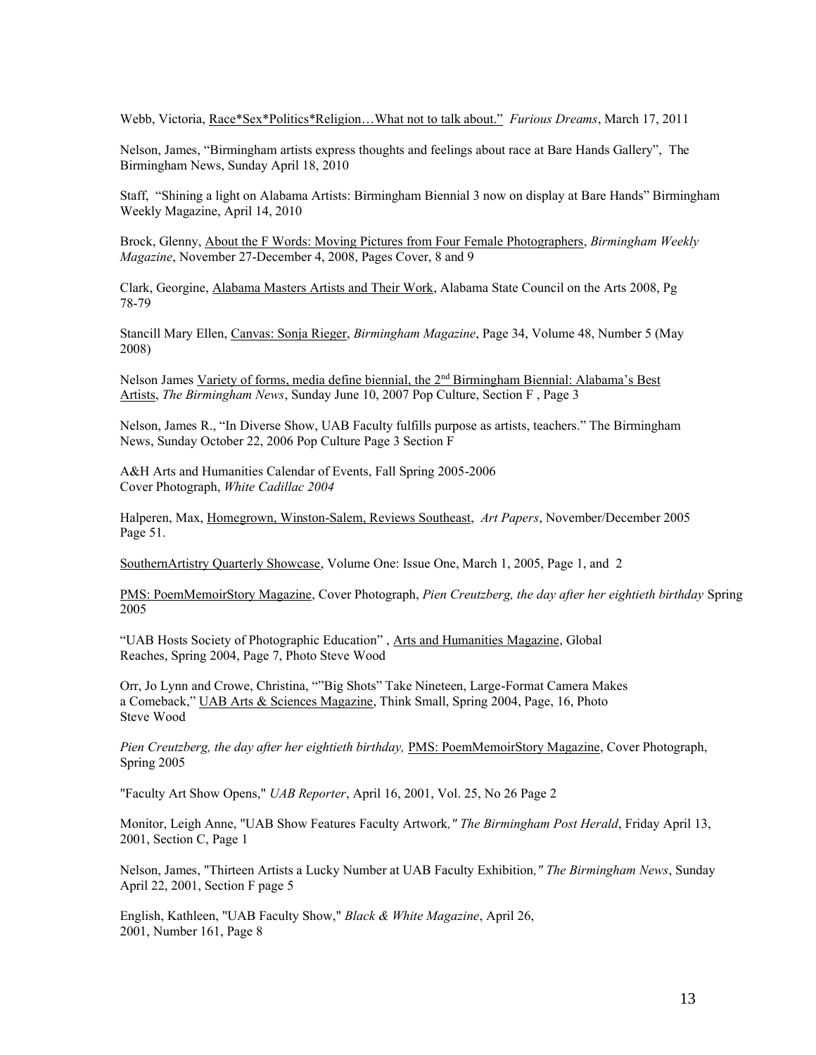Webb, Victoria, Race*Sex*Politics*Religion…What not to talk about." *Furious Dreams*, March 17, 2011

Nelson, James, "Birmingham artists express thoughts and feelings about race at Bare Hands Gallery", The Birmingham News, Sunday April 18, 2010

Staff, "Shining a light on Alabama Artists: Birmingham Biennial 3 now on display at Bare Hands" Birmingham Weekly Magazine, April 14, 2010

Brock, Glenny, About the F Words: Moving Pictures from Four Female Photographers, *Birmingham Weekly Magazine*, November 27-December 4, 2008, Pages Cover, 8 and 9

Clark, Georgine, Alabama Masters Artists and Their Work, Alabama State Council on the Arts 2008, Pg 78-79

Stancill Mary Ellen, Canvas: Sonja Rieger, *Birmingham Magazine*, Page 34, Volume 48, Number 5 (May 2008)

Nelson James Variety of forms, media define biennial, the 2nd Birmingham Biennial: Alabama's Best Artists, *The Birmingham News*, Sunday June 10, 2007 Pop Culture, Section F , Page 3

Nelson, James R., "In Diverse Show, UAB Faculty fulfills purpose as artists, teachers." The Birmingham News, Sunday October 22, 2006 Pop Culture Page 3 Section F

A&H Arts and Humanities Calendar of Events, Fall Spring 2005-2006
Cover Photograph, *White Cadillac 2004*

Halperen, Max, Homegrown, Winston-Salem, Reviews Southeast, *Art Papers*, November/December 2005 Page 51.

SouthernArtistry Quarterly Showcase, Volume One: Issue One, March 1, 2005, Page 1, and 2

PMS: PoemMemoirStory Magazine, Cover Photograph, *Pien Creutzberg, the day after her eightieth birthday* Spring 2005

"UAB Hosts Society of Photographic Education" , Arts and Humanities Magazine, Global Reaches, Spring 2004, Page 7, Photo Steve Wood

Orr, Jo Lynn and Crowe, Christina, ""Big Shots" Take Nineteen, Large-Format Camera Makes a Comeback," UAB Arts & Sciences Magazine, Think Small, Spring 2004, Page, 16, Photo Steve Wood

*Pien Creutzberg, the day after her eightieth birthday,* PMS: PoemMemoirStory Magazine, Cover Photograph, Spring 2005

"Faculty Art Show Opens," *UAB Reporter*, April 16, 2001, Vol. 25, No 26 Page 2

Monitor, Leigh Anne, "UAB Show Features Faculty Artwork*," The Birmingham Post Herald*, Friday April 13, 2001, Section C, Page 1

Nelson, James, "Thirteen Artists a Lucky Number at UAB Faculty Exhibition*," The Birmingham News*, Sunday April 22, 2001, Section F page 5

English, Kathleen, "UAB Faculty Show," *Black & White Magazine*, April 26, 2001, Number 161, Page 8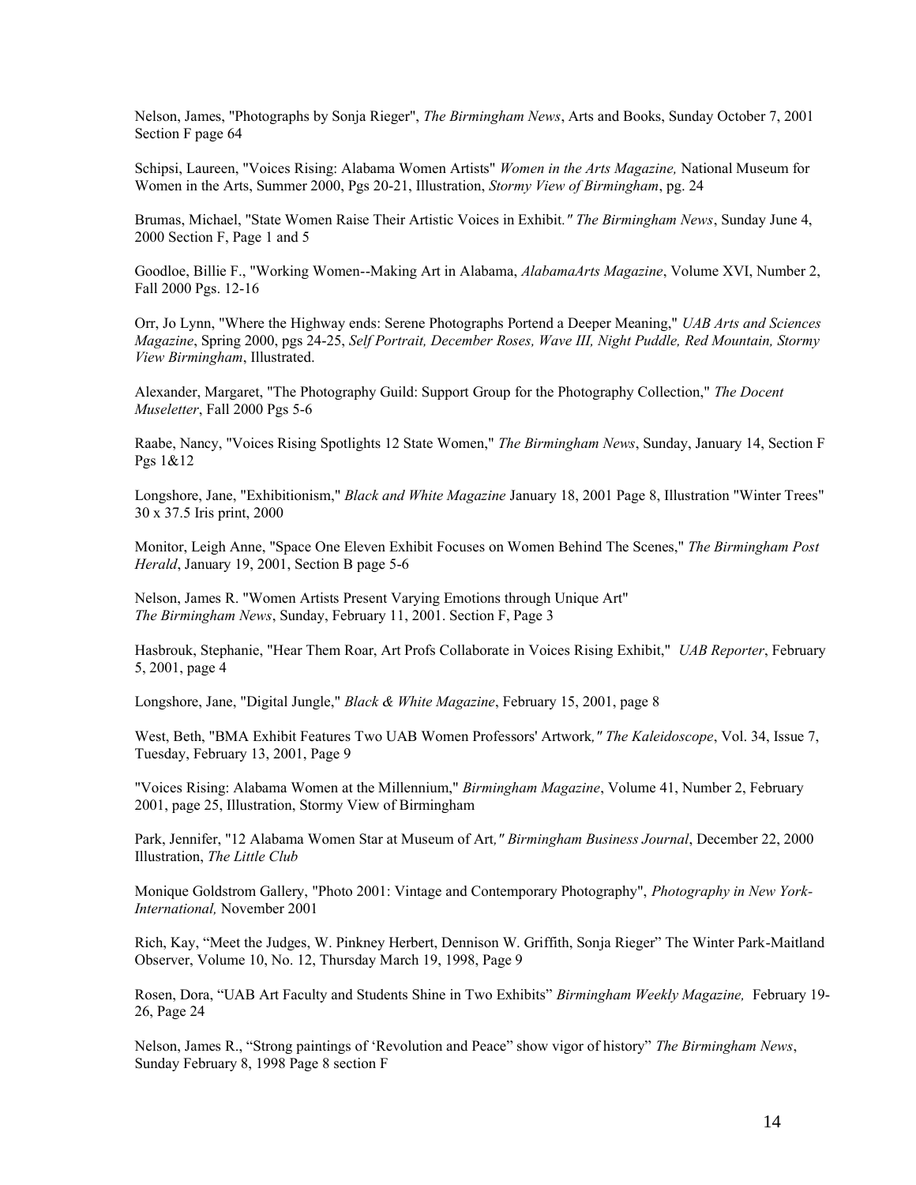Nelson, James, "Photographs by Sonja Rieger", *The Birmingham News*, Arts and Books, Sunday October 7, 2001 Section F page 64

Schipsi, Laureen, "Voices Rising: Alabama Women Artists" *Women in the Arts Magazine,* National Museum for Women in the Arts, Summer 2000, Pgs 20-21, Illustration, *Stormy View of Birmingham*, pg. 24

Brumas, Michael, "State Women Raise Their Artistic Voices in Exhibit*." The Birmingham News*, Sunday June 4, 2000 Section F, Page 1 and 5

Goodloe, Billie F., "Working Women--Making Art in Alabama, *AlabamaArts Magazine*, Volume XVI, Number 2, Fall 2000 Pgs. 12-16

Orr, Jo Lynn, "Where the Highway ends: Serene Photographs Portend a Deeper Meaning," *UAB Arts and Sciences Magazine*, Spring 2000, pgs 24-25, *Self Portrait, December Roses, Wave III, Night Puddle, Red Mountain, Stormy View Birmingham*, Illustrated.

Alexander, Margaret, "The Photography Guild: Support Group for the Photography Collection," *The Docent Museletter*, Fall 2000 Pgs 5-6

Raabe, Nancy, "Voices Rising Spotlights 12 State Women," *The Birmingham News*, Sunday, January 14, Section F Pgs 1&12

Longshore, Jane, "Exhibitionism," *Black and White Magazine* January 18, 2001 Page 8, Illustration "Winter Trees" 30 x 37.5 Iris print, 2000

Monitor, Leigh Anne, "Space One Eleven Exhibit Focuses on Women Behind The Scenes," *The Birmingham Post Herald*, January 19, 2001, Section B page 5-6

Nelson, James R. "Women Artists Present Varying Emotions through Unique Art" *The Birmingham News*, Sunday, February 11, 2001. Section F, Page 3

Hasbrouk, Stephanie, "Hear Them Roar, Art Profs Collaborate in Voices Rising Exhibit," *UAB Reporter*, February 5, 2001, page 4

Longshore, Jane, "Digital Jungle," *Black & White Magazine*, February 15, 2001, page 8

West, Beth, "BMA Exhibit Features Two UAB Women Professors' Artwork*," The Kaleidoscope*, Vol. 34, Issue 7, Tuesday, February 13, 2001, Page 9

"Voices Rising: Alabama Women at the Millennium," *Birmingham Magazine*, Volume 41, Number 2, February 2001, page 25, Illustration, Stormy View of Birmingham

Park, Jennifer, "12 Alabama Women Star at Museum of Art*," Birmingham Business Journal*, December 22, 2000 Illustration, *The Little Club*

Monique Goldstrom Gallery, "Photo 2001: Vintage and Contemporary Photography", *Photography in New York-International,* November 2001

Rich, Kay, "Meet the Judges, W. Pinkney Herbert, Dennison W. Griffith, Sonja Rieger" The Winter Park-Maitland Observer, Volume 10, No. 12, Thursday March 19, 1998, Page 9

Rosen, Dora, "UAB Art Faculty and Students Shine in Two Exhibits" *Birmingham Weekly Magazine,* February 19-26, Page 24

Nelson, James R., "Strong paintings of 'Revolution and Peace" show vigor of history" *The Birmingham News*, Sunday February 8, 1998 Page 8 section F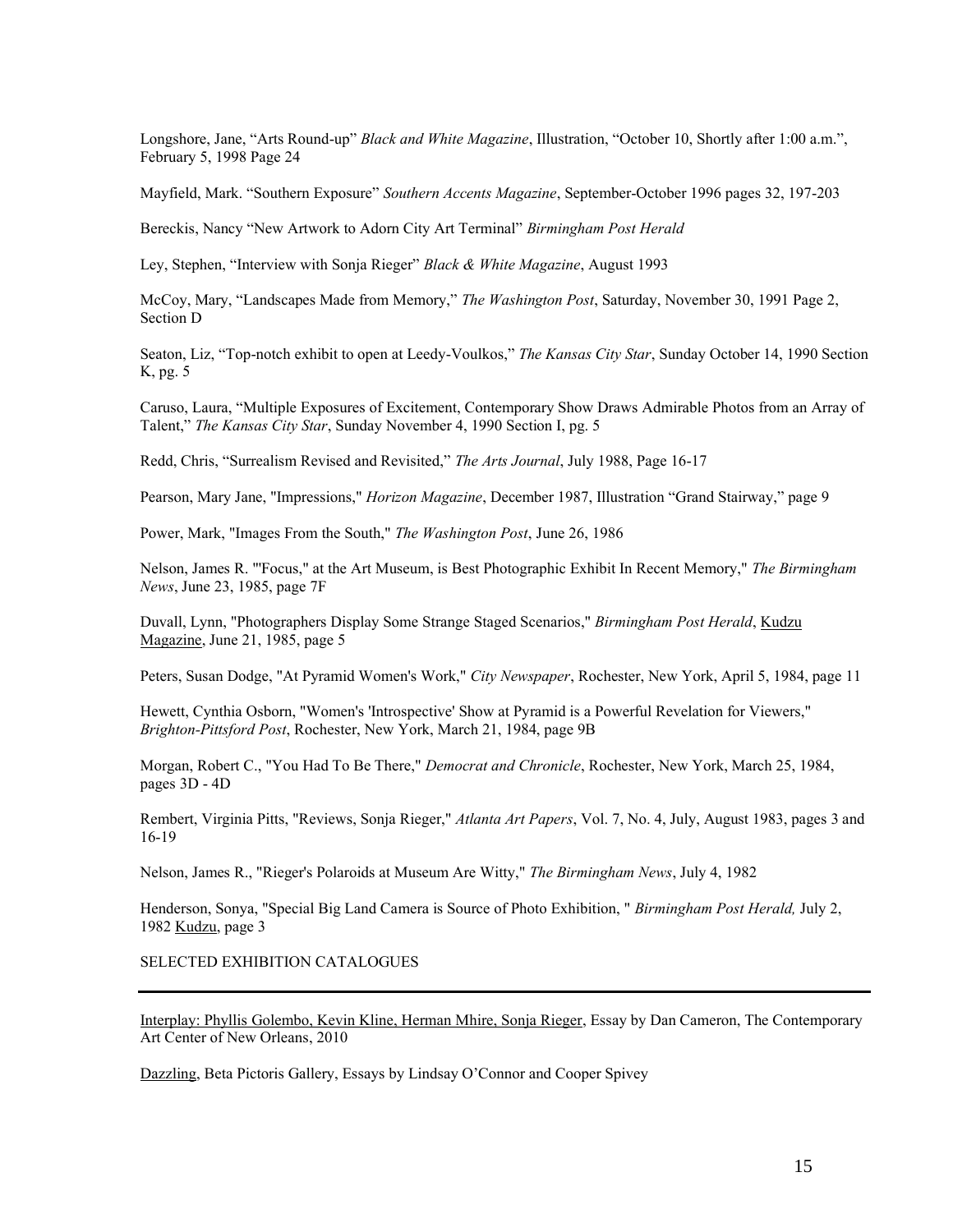Longshore, Jane, “Arts Round-up” *Black and White Magazine*, Illustration, “October 10, Shortly after 1:00 a.m.”, February 5, 1998 Page 24

Mayfield, Mark. “Southern Exposure” *Southern Accents Magazine*, September-October 1996 pages 32, 197-203

Bereckis, Nancy “New Artwork to Adorn City Art Terminal” *Birmingham Post Herald*

Ley, Stephen, “Interview with Sonja Rieger” *Black & White Magazine*, August 1993

McCoy, Mary, “Landscapes Made from Memory,” *The Washington Post*, Saturday, November 30, 1991 Page 2, Section D

Seaton, Liz, “Top-notch exhibit to open at Leedy-Voulkos,” *The Kansas City Star*, Sunday October 14, 1990 Section K, pg. 5

Caruso, Laura, “Multiple Exposures of Excitement, Contemporary Show Draws Admirable Photos from an Array of Talent,” *The Kansas City Star*, Sunday November 4, 1990 Section I, pg. 5

Redd, Chris, “Surrealism Revised and Revisited,” *The Arts Journal*, July 1988, Page 16-17

Pearson, Mary Jane, "Impressions," *Horizon Magazine*, December 1987, Illustration “Grand Stairway,” page 9

Power, Mark, "Images From the South," *The Washington Post*, June 26, 1986

Nelson, James R. "'Focus," at the Art Museum, is Best Photographic Exhibit In Recent Memory," *The Birmingham News*, June 23, 1985, page 7F

Duvall, Lynn, "Photographers Display Some Strange Staged Scenarios," *Birmingham Post Herald*, Kudzu Magazine, June 21, 1985, page 5

Peters, Susan Dodge, "At Pyramid Women's Work," *City Newspaper*, Rochester, New York, April 5, 1984, page 11

Hewett, Cynthia Osborn, "Women's 'Introspective' Show at Pyramid is a Powerful Revelation for Viewers," *Brighton-Pittsford Post*, Rochester, New York, March 21, 1984, page 9B

Morgan, Robert C., "You Had To Be There," *Democrat and Chronicle*, Rochester, New York, March 25, 1984, pages 3D - 4D

Rembert, Virginia Pitts, "Reviews, Sonja Rieger," *Atlanta Art Papers*, Vol. 7, No. 4, July, August 1983, pages 3 and 16-19

Nelson, James R., "Rieger's Polaroids at Museum Are Witty," *The Birmingham News*, July 4, 1982

Henderson, Sonya, "Special Big Land Camera is Source of Photo Exhibition, " *Birmingham Post Herald,* July 2, 1982 Kudzu, page 3

## SELECTED EXHIBITION CATALOGUES

---

Interplay: Phyllis Golembo, Kevin Kline, Herman Mhire, Sonja Rieger, Essay by Dan Cameron, The Contemporary Art Center of New Orleans, 2010

Dazzling, Beta Pictoris Gallery, Essays by Lindsay O’Connor and Cooper Spivey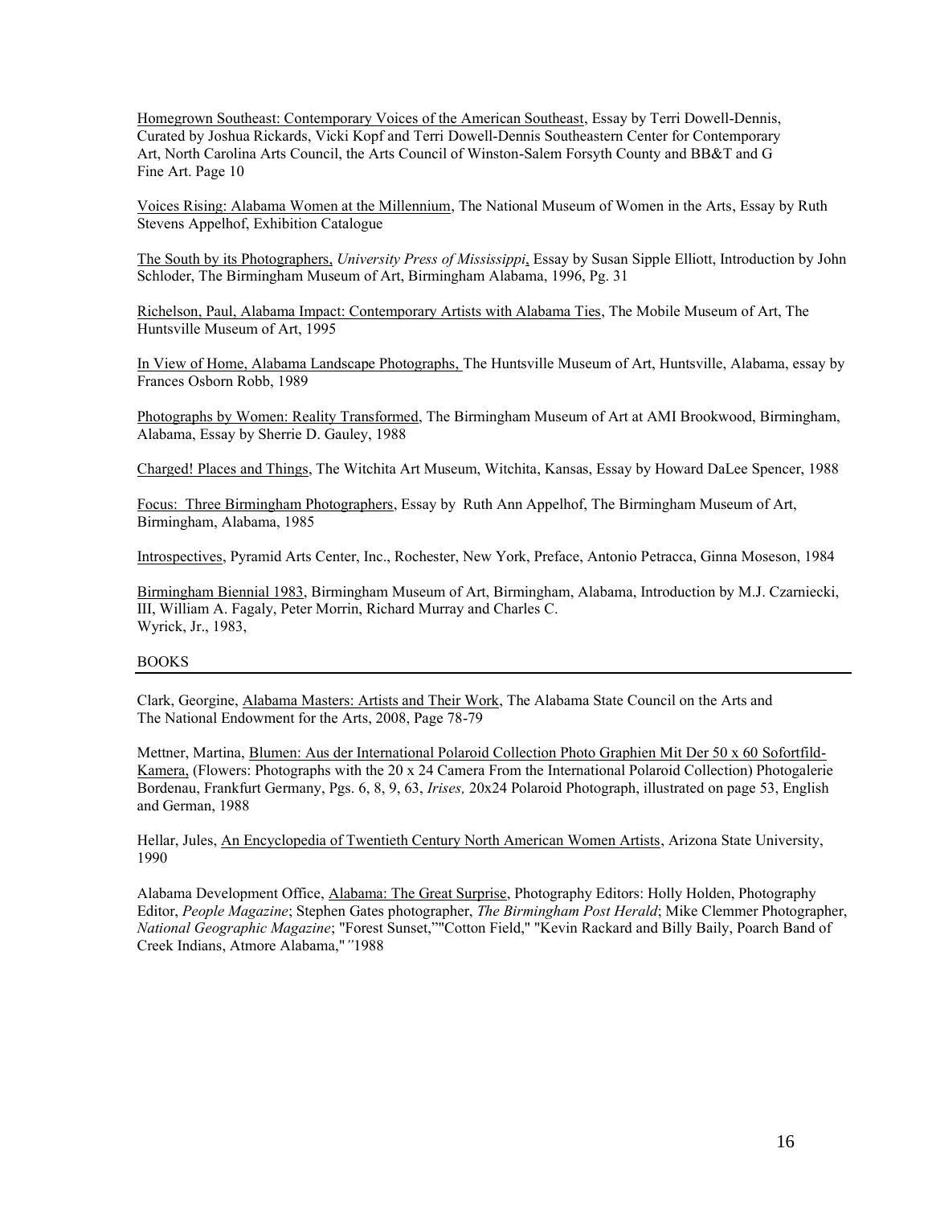Homegrown Southeast: Contemporary Voices of the American Southeast, Essay by Terri Dowell-Dennis, Curated by Joshua Rickards, Vicki Kopf and Terri Dowell-Dennis Southeastern Center for Contemporary Art, North Carolina Arts Council, the Arts Council of Winston-Salem Forsyth County and BB&T and G Fine Art. Page 10

Voices Rising: Alabama Women at the Millennium, The National Museum of Women in the Arts, Essay by Ruth Stevens Appelhof, Exhibition Catalogue

The South by its Photographers, *University Press of Mississippi*, Essay by Susan Sipple Elliott, Introduction by John Schloder, The Birmingham Museum of Art, Birmingham Alabama, 1996, Pg. 31

Richelson, Paul, Alabama Impact: Contemporary Artists with Alabama Ties, The Mobile Museum of Art, The Huntsville Museum of Art, 1995

In View of Home, Alabama Landscape Photographs, The Huntsville Museum of Art, Huntsville, Alabama, essay by Frances Osborn Robb, 1989

Photographs by Women: Reality Transformed, The Birmingham Museum of Art at AMI Brookwood, Birmingham, Alabama, Essay by Sherrie D. Gauley, 1988

Charged! Places and Things, The Witchita Art Museum, Witchita, Kansas, Essay by Howard DaLee Spencer, 1988

Focus: Three Birmingham Photographers, Essay by Ruth Ann Appelhof, The Birmingham Museum of Art, Birmingham, Alabama, 1985

Introspectives, Pyramid Arts Center, Inc., Rochester, New York, Preface, Antonio Petracca, Ginna Moseson, 1984

Birmingham Biennial 1983, Birmingham Museum of Art, Birmingham, Alabama, Introduction by M.J. Czarniecki, III, William A. Fagaly, Peter Morrin, Richard Murray and Charles C. Wyrick, Jr., 1983,

## BOOKS

Clark, Georgine, Alabama Masters: Artists and Their Work, The Alabama State Council on the Arts and The National Endowment for the Arts, 2008, Page 78-79

Mettner, Martina, Blumen: Aus der International Polaroid Collection Photo Graphien Mit Der 50 x 60 Sofortfild-Kamera, (Flowers: Photographs with the 20 x 24 Camera From the International Polaroid Collection) Photogalerie Bordenau, Frankfurt Germany, Pgs. 6, 8, 9, 63, *Irises,* 20x24 Polaroid Photograph, illustrated on page 53, English and German, 1988

Hellar, Jules, An Encyclopedia of Twentieth Century North American Women Artists, Arizona State University, 1990

Alabama Development Office, Alabama: The Great Surprise, Photography Editors: Holly Holden, Photography Editor, *People Magazine*; Stephen Gates photographer, *The Birmingham Post Herald*; Mike Clemmer Photographer, *National Geographic Magazine*; "Forest Sunset,""Cotton Field," "Kevin Rackard and Billy Baily, Poarch Band of Creek Indians, Atmore Alabama,"*"*1988